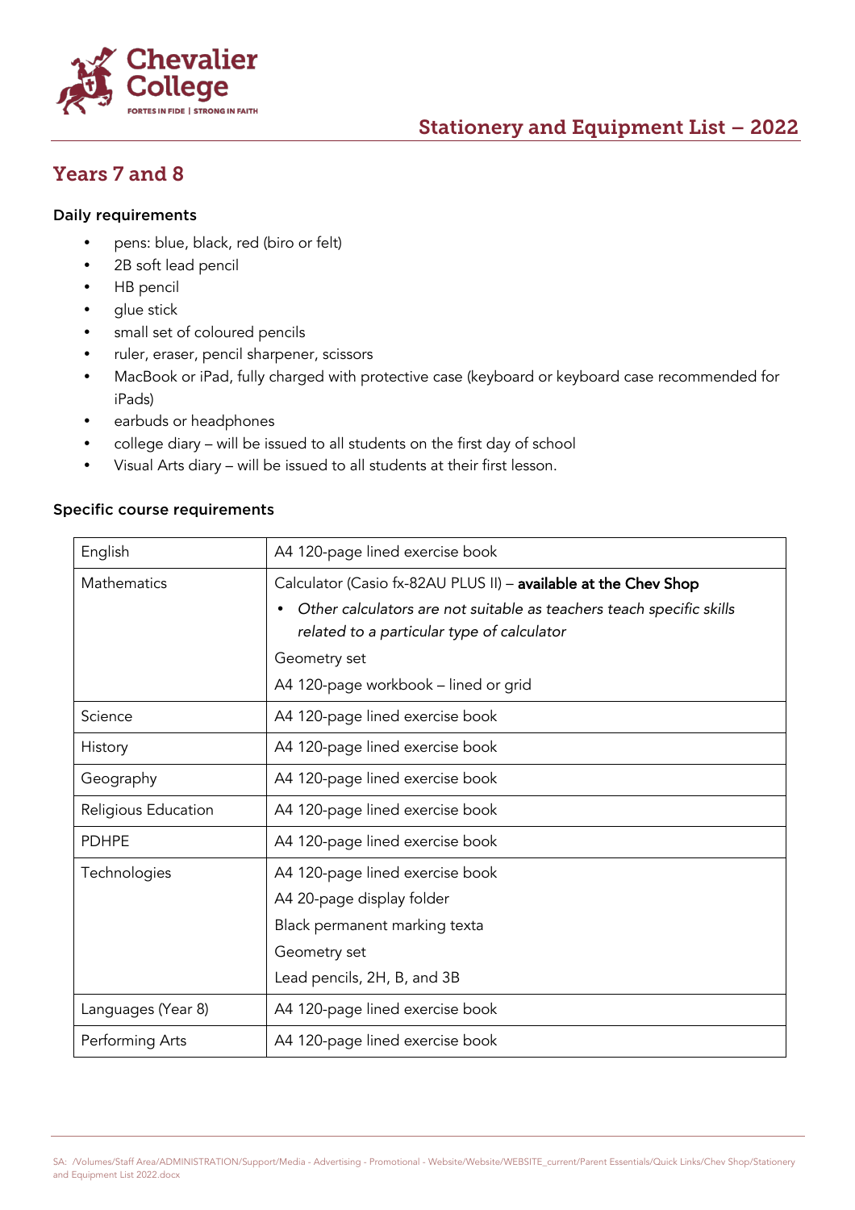Chevalier College

FORTES IN FIDE | STRONG IN FAITH

# Stationery and Equipment List – 2022

## Years 7 and 8

### Daily requirements

- pens: blue, black, red (biro or felt)
- 2B soft lead pencil
- HB pencil
- glue stick
- small set of coloured pencils
- ruler, eraser, pencil sharpener, scissors
- MacBook or iPad, fully charged with protective case (keyboard or keyboard case recommended for iPads)
- earbuds or headphones
- college diary – will be issued to all students on the first day of school
- Visual Arts diary – will be issued to all students at their first lesson.

### Specific course requirements

| | |
|---|---|
| English | A4 120-page lined exercise book |
| Mathematics | Calculator (Casio fx-82AU PLUS II) – **available at the Chev Shop**<br>• *Other calculators are not suitable as teachers teach specific skills related to a particular type of calculator*<br>Geometry set<br>A4 120-page workbook – lined or grid |
| Science | A4 120-page lined exercise book |
| History | A4 120-page lined exercise book |
| Geography | A4 120-page lined exercise book |
| Religious Education | A4 120-page lined exercise book |
| PDHPE | A4 120-page lined exercise book |
| Technologies | A4 120-page lined exercise book<br>A4 20-page display folder<br>Black permanent marking texta<br>Geometry set<br>Lead pencils, 2H, B, and 3B |
| Languages (Year 8) | A4 120-page lined exercise book |
| Performing Arts | A4 120-page lined exercise book |

SA: /Volumes/Staff Area/ADMINISTRATION/Support/Media - Advertising - Promotional - Website/Website/WEBSITE_current/Parent Essentials/Quick Links/Chev Shop/Stationery and Equipment List 2022.docx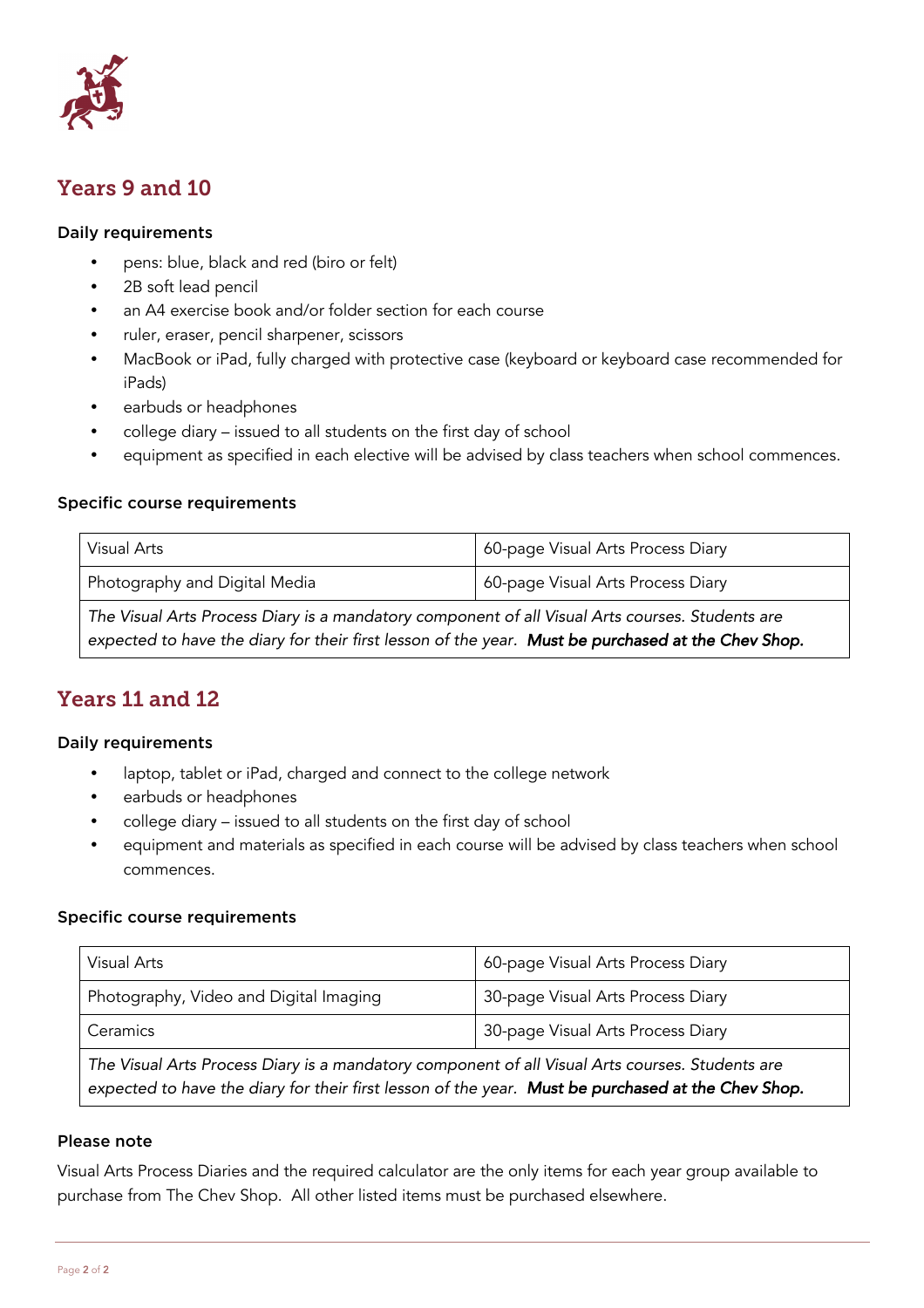## Years 9 and 10

### Daily requirements

- pens: blue, black and red (biro or felt)
- 2B soft lead pencil
- an A4 exercise book and/or folder section for each course
- ruler, eraser, pencil sharpener, scissors
- MacBook or iPad, fully charged with protective case (keyboard or keyboard case recommended for iPads)
- earbuds or headphones
- college diary – issued to all students on the first day of school
- equipment as specified in each elective will be advised by class teachers when school commences.

### Specific course requirements

| | |
|---|---|
| Visual Arts | 60-page Visual Arts Process Diary |
| Photography and Digital Media | 60-page Visual Arts Process Diary |
| *The Visual Arts Process Diary is a mandatory component of all Visual Arts courses. Students are expected to have the diary for their first lesson of the year.* ***Must be purchased at the Chev Shop.*** | |

## Years 11 and 12

### Daily requirements

- laptop, tablet or iPad, charged and connect to the college network
- earbuds or headphones
- college diary – issued to all students on the first day of school
- equipment and materials as specified in each course will be advised by class teachers when school commences.

### Specific course requirements

| | |
|---|---|
| Visual Arts | 60-page Visual Arts Process Diary |
| Photography, Video and Digital Imaging | 30-page Visual Arts Process Diary |
| Ceramics | 30-page Visual Arts Process Diary |
| *The Visual Arts Process Diary is a mandatory component of all Visual Arts courses. Students are expected to have the diary for their first lesson of the year.* ***Must be purchased at the Chev Shop.*** | |

### Please note

Visual Arts Process Diaries and the required calculator are the only items for each year group available to purchase from The Chev Shop. All other listed items must be purchased elsewhere.